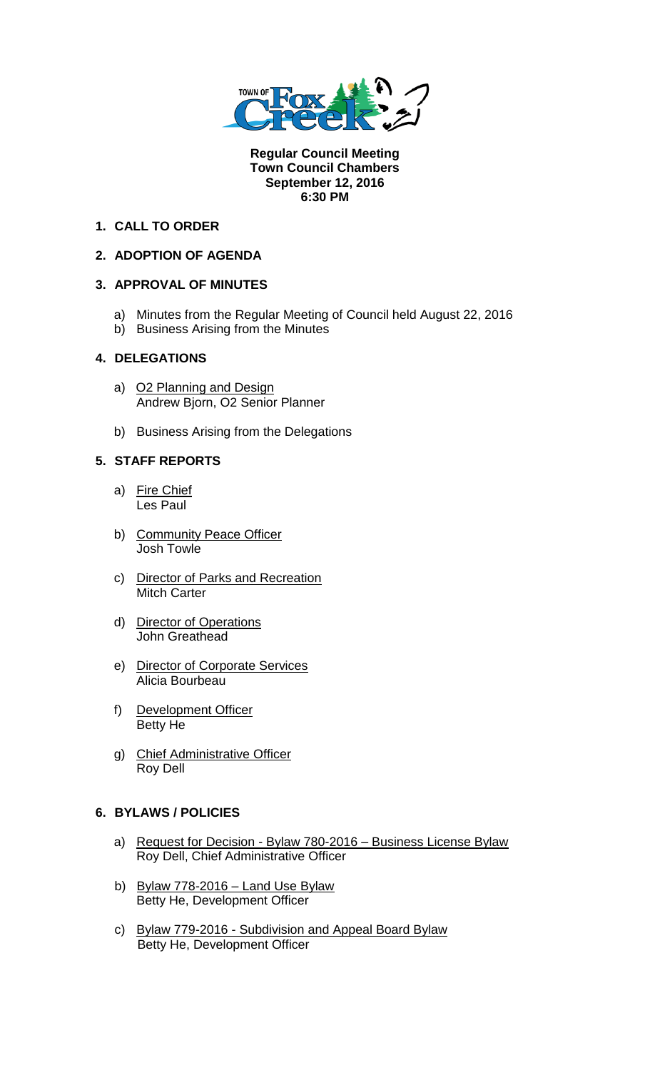**Regular Council Meeting**
**Town Council Chambers**
**September 12, 2016**
**6:30 PM**

**1. CALL TO ORDER**

**2. ADOPTION OF AGENDA**

**3. APPROVAL OF MINUTES**

a) Minutes from the Regular Meeting of Council held August 22, 2016
b) Business Arising from the Minutes

**4. DELEGATIONS**

a) O2 Planning and Design
Andrew Bjorn, O2 Senior Planner

b) Business Arising from the Delegations

**5. STAFF REPORTS**

a) Fire Chief
Les Paul

b) Community Peace Officer
Josh Towle

c) Director of Parks and Recreation
Mitch Carter

d) Director of Operations
John Greathead

e) Director of Corporate Services
Alicia Bourbeau

f) Development Officer
Betty He

g) Chief Administrative Officer
Roy Dell

**6. BYLAWS / POLICIES**

a) Request for Decision - Bylaw 780-2016 – Business License Bylaw
Roy Dell, Chief Administrative Officer

b) Bylaw 778-2016 – Land Use Bylaw
Betty He, Development Officer

c) Bylaw 779-2016 - Subdivision and Appeal Board Bylaw
Betty He, Development Officer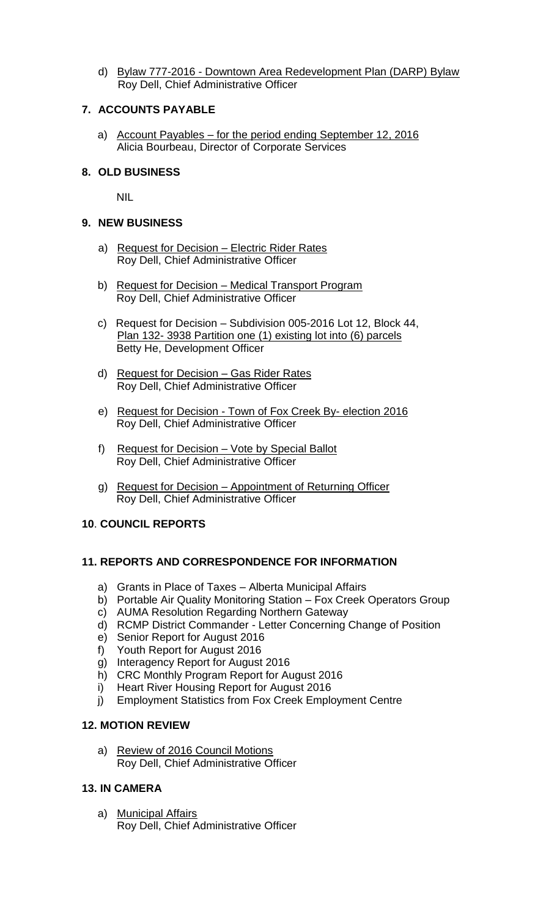d) Bylaw 777-2016 - Downtown Area Redevelopment Plan (DARP) Bylaw
Roy Dell, Chief Administrative Officer

## 7. ACCOUNTS PAYABLE

a) Account Payables – for the period ending September 12, 2016
Alicia Bourbeau, Director of Corporate Services

## 8. OLD BUSINESS

NIL

## 9. NEW BUSINESS

a) Request for Decision – Electric Rider Rates
Roy Dell, Chief Administrative Officer

b) Request for Decision – Medical Transport Program
Roy Dell, Chief Administrative Officer

c) Request for Decision – Subdivision 005-2016 Lot 12, Block 44, Plan 132- 3938 Partition one (1) existing lot into (6) parcels
Betty He, Development Officer

d) Request for Decision – Gas Rider Rates
Roy Dell, Chief Administrative Officer

e) Request for Decision - Town of Fox Creek By- election 2016
Roy Dell, Chief Administrative Officer

f) Request for Decision – Vote by Special Ballot
Roy Dell, Chief Administrative Officer

g) Request for Decision – Appointment of Returning Officer
Roy Dell, Chief Administrative Officer

## 10. COUNCIL REPORTS

## 11. REPORTS AND CORRESPONDENCE FOR INFORMATION

a) Grants in Place of Taxes – Alberta Municipal Affairs
b) Portable Air Quality Monitoring Station – Fox Creek Operators Group
c) AUMA Resolution Regarding Northern Gateway
d) RCMP District Commander - Letter Concerning Change of Position
e) Senior Report for August 2016
f) Youth Report for August 2016
g) Interagency Report for August 2016
h) CRC Monthly Program Report for August 2016
i) Heart River Housing Report for August 2016
j) Employment Statistics from Fox Creek Employment Centre

## 12. MOTION REVIEW

a) Review of 2016 Council Motions
Roy Dell, Chief Administrative Officer

## 13. IN CAMERA

a) Municipal Affairs
Roy Dell, Chief Administrative Officer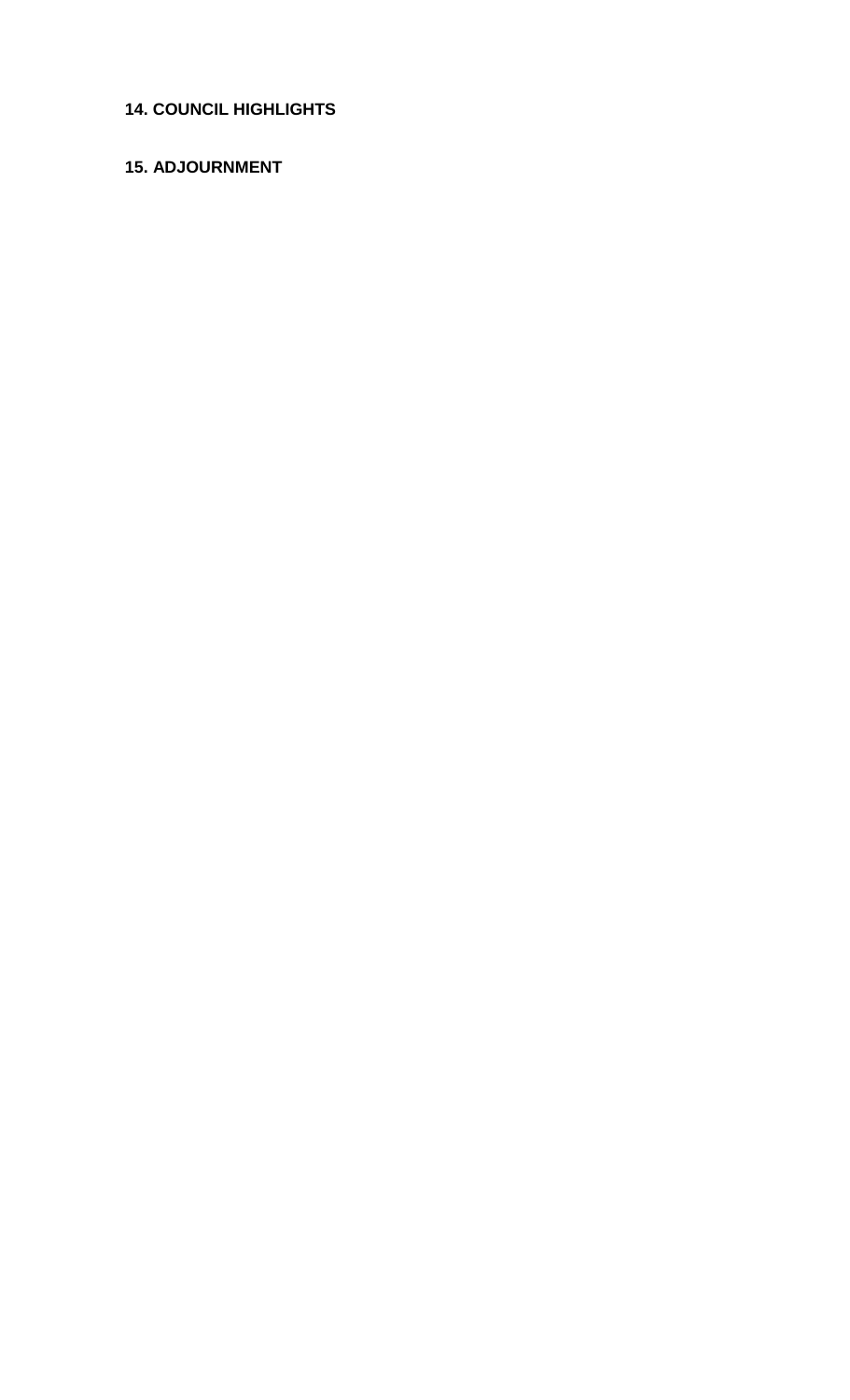**14. COUNCIL HIGHLIGHTS**

**15. ADJOURNMENT**